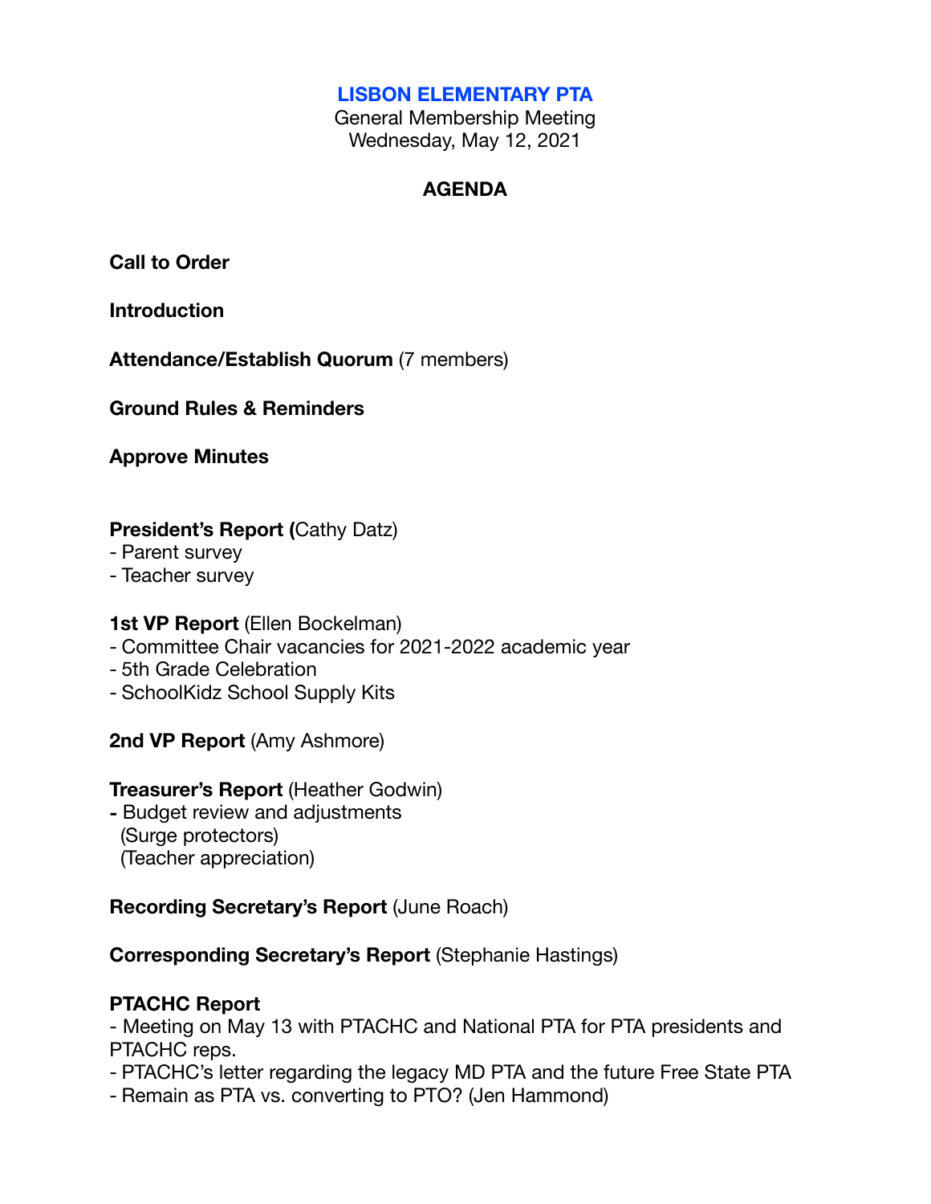# LISBON ELEMENTARY PTA

General Membership Meeting
Wednesday, May 12, 2021

## AGENDA

**Call to Order**

**Introduction**

**Attendance/Establish Quorum** (7 members)

**Ground Rules & Reminders**

**Approve Minutes**

**President's Report (**Cathy Datz)
- Parent survey
- Teacher survey

**1st VP Report** (Ellen Bockelman)
- Committee Chair vacancies for 2021-2022 academic year
- 5th Grade Celebration
- SchoolKidz School Supply Kits

**2nd VP Report** (Amy Ashmore)

**Treasurer's Report** (Heather Godwin)
- Budget review and adjustments
  (Surge protectors)
  (Teacher appreciation)

**Recording Secretary's Report** (June Roach)

**Corresponding Secretary's Report** (Stephanie Hastings)

**PTACHC Report**
- Meeting on May 13 with PTACHC and National PTA for PTA presidents and PTACHC reps.
- PTACHC's letter regarding the legacy MD PTA and the future Free State PTA
- Remain as PTA vs. converting to PTO? (Jen Hammond)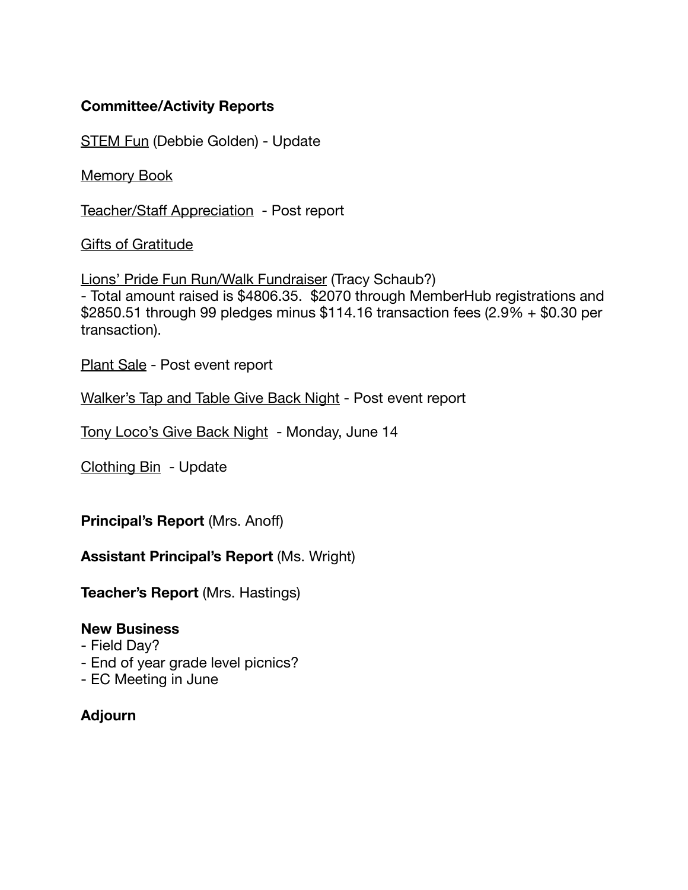**Committee/Activity Reports**

STEM Fun (Debbie Golden) - Update

Memory Book

Teacher/Staff Appreciation - Post report

Gifts of Gratitude

Lions' Pride Fun Run/Walk Fundraiser (Tracy Schaub?)
- Total amount raised is $4806.35. $2070 through MemberHub registrations and $2850.51 through 99 pledges minus $114.16 transaction fees (2.9% + $0.30 per transaction).

Plant Sale - Post event report

Walker's Tap and Table Give Back Night - Post event report

Tony Loco's Give Back Night - Monday, June 14

Clothing Bin - Update

**Principal's Report** (Mrs. Anoff)

**Assistant Principal's Report** (Ms. Wright)

**Teacher's Report** (Mrs. Hastings)

**New Business**
- Field Day?
- End of year grade level picnics?
- EC Meeting in June

**Adjourn**